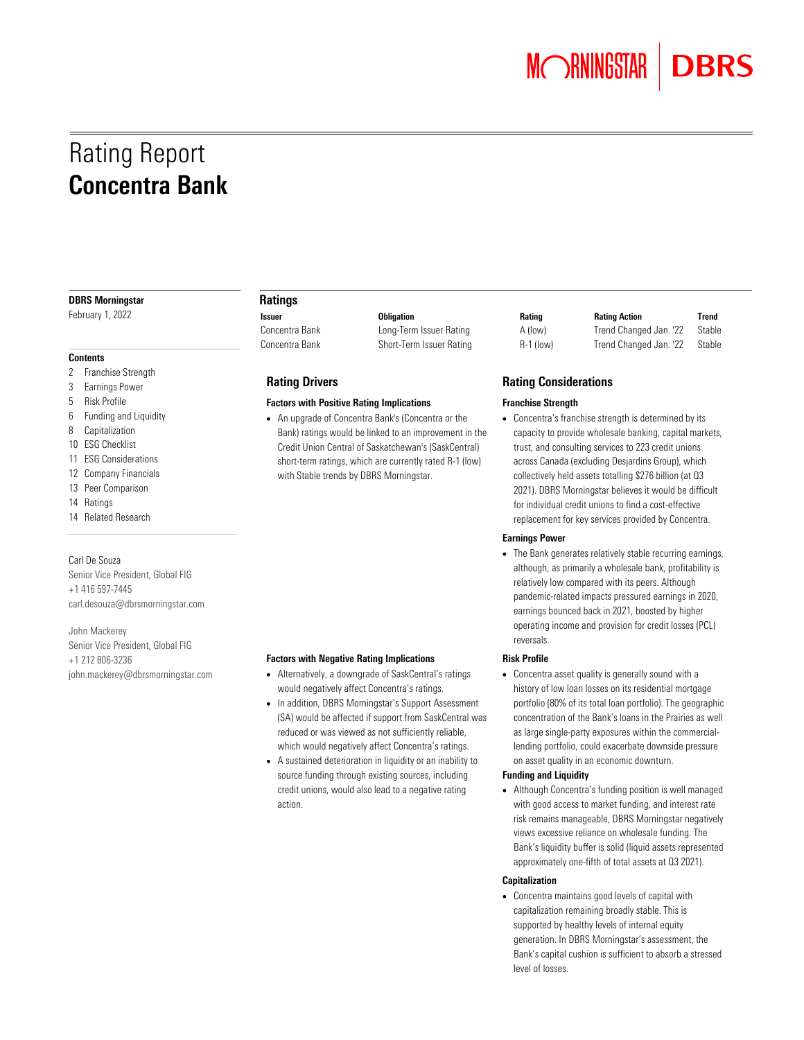# Rating Report
## Concentra Bank

**DBRS Morningstar**

February 1, 2022

**Contents**

- 2 Franchise Strength
- 3 Earnings Power
- 5 Risk Profile
- 6 Funding and Liquidity
- 8 Capitalization
- 10 ESG Checklist
- 11 ESG Considerations
- 12 Company Financials
- 13 Peer Comparison
- 14 Ratings
- 14 Related Research

Carl De Souza
Senior Vice President, Global FIG
+1 416 597-7445
carl.desouza@dbrsmorningstar.com

John Mackerey
Senior Vice President, Global FIG
+1 212 806-3236
john.mackerey@dbrsmorningstar.com

### Ratings

| Issuer | Obligation | Rating | Rating Action | Trend |
|---|---|---|---|---|
| Concentra Bank | Long-Term Issuer Rating | A (low) | Trend Changed Jan. '22 | Stable |
| Concentra Bank | Short-Term Issuer Rating | R-1 (low) | Trend Changed Jan. '22 | Stable |

### Rating Drivers

**Factors with Positive Rating Implications**

- An upgrade of Concentra Bank's (Concentra or the Bank) ratings would be linked to an improvement in the Credit Union Central of Saskatchewan's (SaskCentral) short-term ratings, which are currently rated R-1 (low) with Stable trends by DBRS Morningstar.

**Factors with Negative Rating Implications**

- Alternatively, a downgrade of SaskCentral's ratings would negatively affect Concentra's ratings.
- In addition, DBRS Morningstar's Support Assessment (SA) would be affected if support from SaskCentral was reduced or was viewed as not sufficiently reliable, which would negatively affect Concentra's ratings.
- A sustained deterioration in liquidity or an inability to source funding through existing sources, including credit unions, would also lead to a negative rating action.

### Rating Considerations

**Franchise Strength**

- Concentra's franchise strength is determined by its capacity to provide wholesale banking, capital markets, trust, and consulting services to 223 credit unions across Canada (excluding Desjardins Group), which collectively held assets totalling $276 billion (at Q3 2021). DBRS Morningstar believes it would be difficult for individual credit unions to find a cost-effective replacement for key services provided by Concentra.

**Earnings Power**

- The Bank generates relatively stable recurring earnings, although, as primarily a wholesale bank, profitability is relatively low compared with its peers. Although pandemic-related impacts pressured earnings in 2020, earnings bounced back in 2021, boosted by higher operating income and provision for credit losses (PCL) reversals.

**Risk Profile**

- Concentra asset quality is generally sound with a history of low loan losses on its residential mortgage portfolio (80% of its total loan portfolio). The geographic concentration of the Bank's loans in the Prairies as well as large single-party exposures within the commercial-lending portfolio, could exacerbate downside pressure on asset quality in an economic downturn.

**Funding and Liquidity**

- Although Concentra's funding position is well managed with good access to market funding, and interest rate risk remains manageable, DBRS Morningstar negatively views excessive reliance on wholesale funding. The Bank's liquidity buffer is solid (liquid assets represented approximately one-fifth of total assets at Q3 2021).

**Capitalization**

- Concentra maintains good levels of capital with capitalization remaining broadly stable. This is supported by healthy levels of internal equity generation. In DBRS Morningstar's assessment, the Bank's capital cushion is sufficient to absorb a stressed level of losses.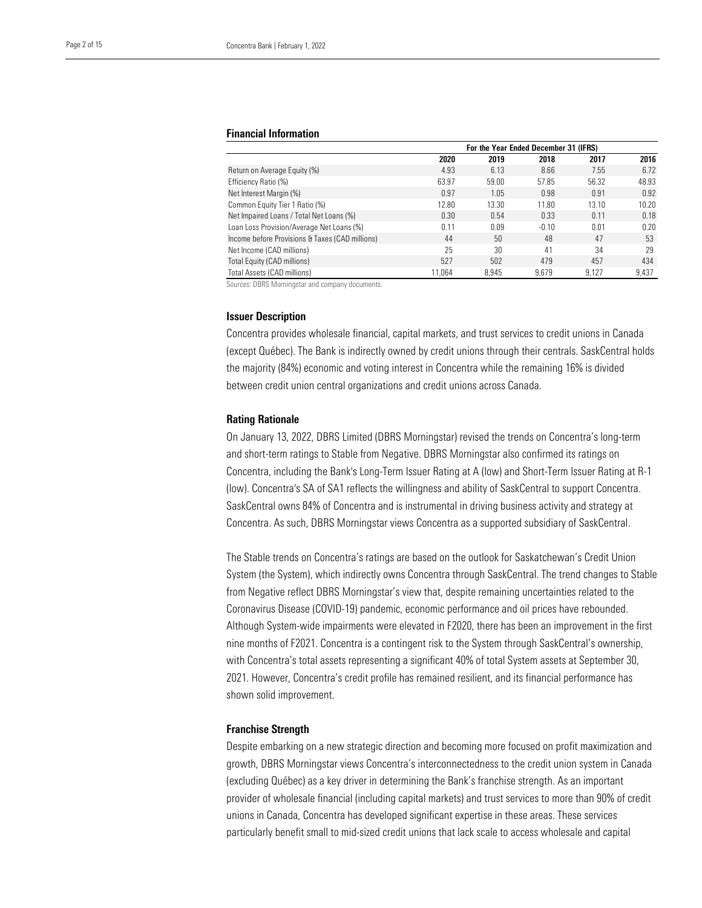## Financial Information

| | For the Year Ended December 31 (IFRS) | | | | |
|---|---|---|---|---|---|
| | 2020 | 2019 | 2018 | 2017 | 2016 |
| Return on Average Equity (%) | 4.93 | 6.13 | 8.66 | 7.55 | 6.72 |
| Efficiency Ratio (%) | 63.97 | 59.00 | 57.85 | 56.32 | 48.93 |
| Net Interest Margin (%) | 0.97 | 1.05 | 0.98 | 0.91 | 0.92 |
| Common Equity Tier 1 Ratio (%) | 12.80 | 13.30 | 11.80 | 13.10 | 10.20 |
| Net Impaired Loans / Total Net Loans (%) | 0.30 | 0.54 | 0.33 | 0.11 | 0.18 |
| Loan Loss Provision/Average Net Loans (%) | 0.11 | 0.09 | -0.10 | 0.01 | 0.20 |
| Income before Provisions & Taxes (CAD millions) | 44 | 50 | 48 | 47 | 53 |
| Net Income (CAD millions) | 25 | 30 | 41 | 34 | 29 |
| Total Equity (CAD millions) | 527 | 502 | 479 | 457 | 434 |
| Total Assets (CAD millions) | 11,064 | 8,945 | 9,679 | 9,127 | 9,437 |

Sources: DBRS Morningstar and company documents.

## Issuer Description

Concentra provides wholesale financial, capital markets, and trust services to credit unions in Canada (except Québec). The Bank is indirectly owned by credit unions through their centrals. SaskCentral holds the majority (84%) economic and voting interest in Concentra while the remaining 16% is divided between credit union central organizations and credit unions across Canada.

## Rating Rationale

On January 13, 2022, DBRS Limited (DBRS Morningstar) revised the trends on Concentra's long-term and short-term ratings to Stable from Negative. DBRS Morningstar also confirmed its ratings on Concentra, including the Bank's Long-Term Issuer Rating at A (low) and Short-Term Issuer Rating at R-1 (low). Concentra's SA of SA1 reflects the willingness and ability of SaskCentral to support Concentra. SaskCentral owns 84% of Concentra and is instrumental in driving business activity and strategy at Concentra. As such, DBRS Morningstar views Concentra as a supported subsidiary of SaskCentral.

The Stable trends on Concentra's ratings are based on the outlook for Saskatchewan's Credit Union System (the System), which indirectly owns Concentra through SaskCentral. The trend changes to Stable from Negative reflect DBRS Morningstar's view that, despite remaining uncertainties related to the Coronavirus Disease (COVID-19) pandemic, economic performance and oil prices have rebounded. Although System-wide impairments were elevated in F2020, there has been an improvement in the first nine months of F2021. Concentra is a contingent risk to the System through SaskCentral's ownership, with Concentra's total assets representing a significant 40% of total System assets at September 30, 2021. However, Concentra's credit profile has remained resilient, and its financial performance has shown solid improvement.

## Franchise Strength

Despite embarking on a new strategic direction and becoming more focused on profit maximization and growth, DBRS Morningstar views Concentra's interconnectedness to the credit union system in Canada (excluding Québec) as a key driver in determining the Bank's franchise strength. As an important provider of wholesale financial (including capital markets) and trust services to more than 90% of credit unions in Canada, Concentra has developed significant expertise in these areas. These services particularly benefit small to mid-sized credit unions that lack scale to access wholesale and capital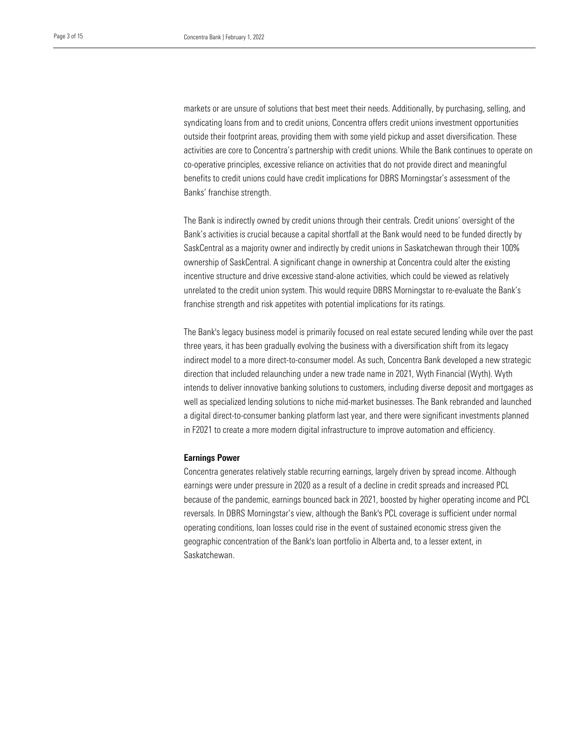markets or are unsure of solutions that best meet their needs. Additionally, by purchasing, selling, and syndicating loans from and to credit unions, Concentra offers credit unions investment opportunities outside their footprint areas, providing them with some yield pickup and asset diversification. These activities are core to Concentra's partnership with credit unions. While the Bank continues to operate on co-operative principles, excessive reliance on activities that do not provide direct and meaningful benefits to credit unions could have credit implications for DBRS Morningstar's assessment of the Banks' franchise strength.

The Bank is indirectly owned by credit unions through their centrals. Credit unions' oversight of the Bank's activities is crucial because a capital shortfall at the Bank would need to be funded directly by SaskCentral as a majority owner and indirectly by credit unions in Saskatchewan through their 100% ownership of SaskCentral. A significant change in ownership at Concentra could alter the existing incentive structure and drive excessive stand-alone activities, which could be viewed as relatively unrelated to the credit union system. This would require DBRS Morningstar to re-evaluate the Bank's franchise strength and risk appetites with potential implications for its ratings.

The Bank's legacy business model is primarily focused on real estate secured lending while over the past three years, it has been gradually evolving the business with a diversification shift from its legacy indirect model to a more direct-to-consumer model. As such, Concentra Bank developed a new strategic direction that included relaunching under a new trade name in 2021, Wyth Financial (Wyth). Wyth intends to deliver innovative banking solutions to customers, including diverse deposit and mortgages as well as specialized lending solutions to niche mid-market businesses. The Bank rebranded and launched a digital direct-to-consumer banking platform last year, and there were significant investments planned in F2021 to create a more modern digital infrastructure to improve automation and efficiency.

**Earnings Power**

Concentra generates relatively stable recurring earnings, largely driven by spread income. Although earnings were under pressure in 2020 as a result of a decline in credit spreads and increased PCL because of the pandemic, earnings bounced back in 2021, boosted by higher operating income and PCL reversals. In DBRS Morningstar's view, although the Bank's PCL coverage is sufficient under normal operating conditions, loan losses could rise in the event of sustained economic stress given the geographic concentration of the Bank's loan portfolio in Alberta and, to a lesser extent, in Saskatchewan.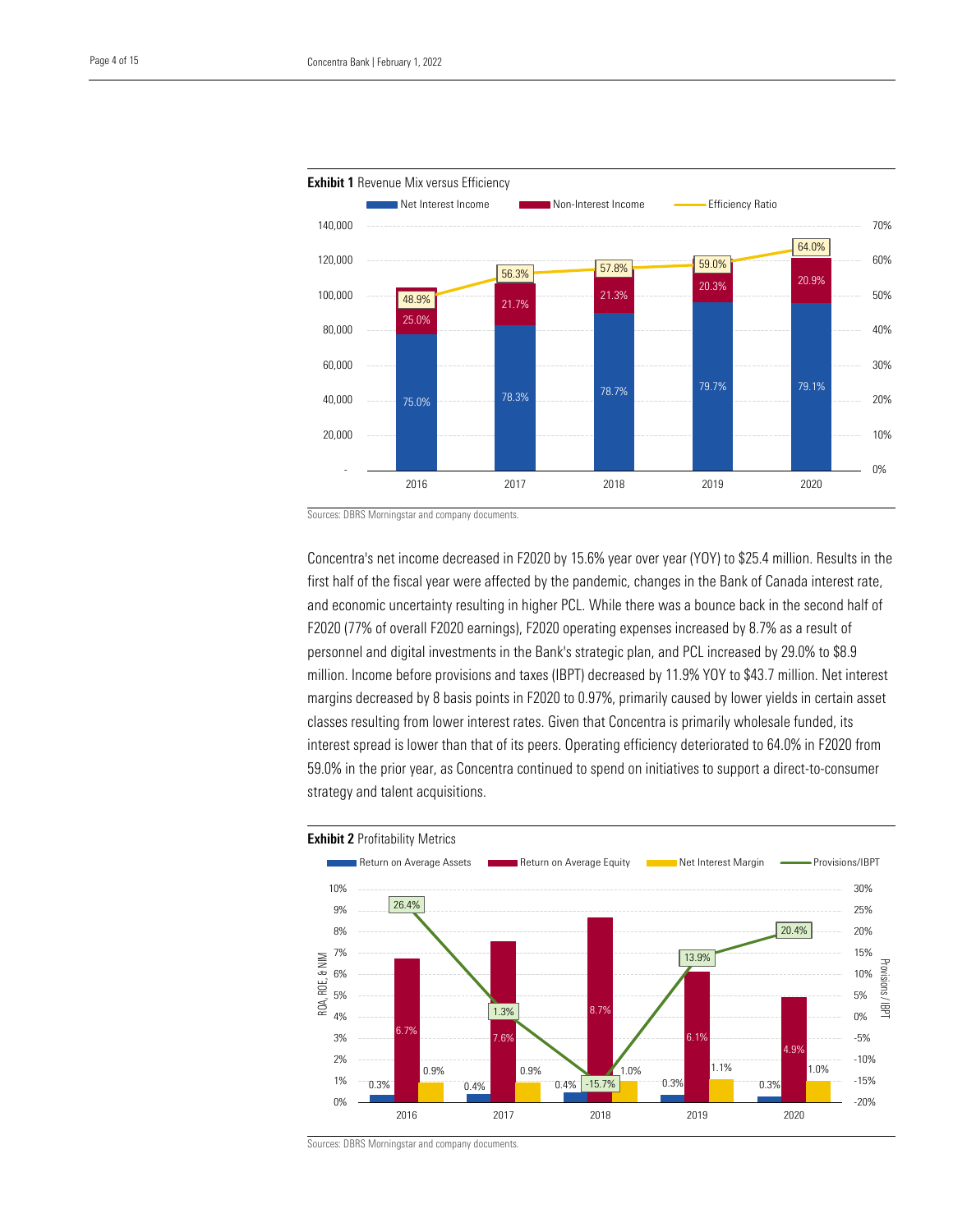**Exhibit 1** Revenue Mix versus Efficiency

| | 2016 | 2017 | 2018 | 2019 | 2020 |
|---|---|---|---|---|---|
| Net Interest Income | 75.0% | 78.3% | 78.7% | 79.7% | 79.1% |
| Non-Interest Income | 25.0% | 21.7% | 21.3% | 20.3% | 20.9% |
| Efficiency Ratio | 48.9% | 56.3% | 57.8% | 59.0% | 64.0% |

Sources: DBRS Morningstar and company documents.

Concentra's net income decreased in F2020 by 15.6% year over year (YOY) to $25.4 million. Results in the first half of the fiscal year were affected by the pandemic, changes in the Bank of Canada interest rate, and economic uncertainty resulting in higher PCL. While there was a bounce back in the second half of F2020 (77% of overall F2020 earnings), F2020 operating expenses increased by 8.7% as a result of personnel and digital investments in the Bank's strategic plan, and PCL increased by 29.0% to $8.9 million. Income before provisions and taxes (IBPT) decreased by 11.9% YOY to $43.7 million. Net interest margins decreased by 8 basis points in F2020 to 0.97%, primarily caused by lower yields in certain asset classes resulting from lower interest rates. Given that Concentra is primarily wholesale funded, its interest spread is lower than that of its peers. Operating efficiency deteriorated to 64.0% in F2020 from 59.0% in the prior year, as Concentra continued to spend on initiatives to support a direct-to-consumer strategy and talent acquisitions.

**Exhibit 2** Profitability Metrics

| | 2016 | 2017 | 2018 | 2019 | 2020 |
|---|---|---|---|---|---|
| Return on Average Assets | 0.3% | 0.4% | 0.4% | 0.3% | 0.3% |
| Return on Average Equity | 6.7% | 7.6% | 8.7% | 6.1% | 4.9% |
| Net Interest Margin | 0.9% | 0.9% | 1.0% | 1.1% | 1.0% |
| Provisions/IBPT | 26.4% | 1.3% | -15.7% | 13.9% | 20.4% |

Sources: DBRS Morningstar and company documents.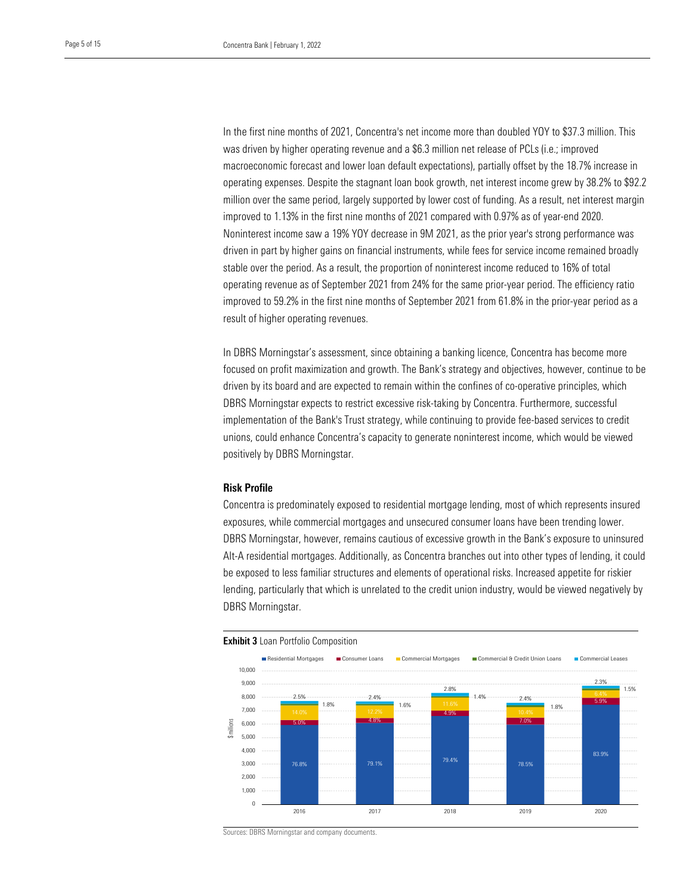In the first nine months of 2021, Concentra's net income more than doubled YOY to $37.3 million. This was driven by higher operating revenue and a $6.3 million net release of PCLs (i.e.; improved macroeconomic forecast and lower loan default expectations), partially offset by the 18.7% increase in operating expenses. Despite the stagnant loan book growth, net interest income grew by 38.2% to $92.2 million over the same period, largely supported by lower cost of funding. As a result, net interest margin improved to 1.13% in the first nine months of 2021 compared with 0.97% as of year-end 2020. Noninterest income saw a 19% YOY decrease in 9M 2021, as the prior year's strong performance was driven in part by higher gains on financial instruments, while fees for service income remained broadly stable over the period. As a result, the proportion of noninterest income reduced to 16% of total operating revenue as of September 2021 from 24% for the same prior-year period. The efficiency ratio improved to 59.2% in the first nine months of September 2021 from 61.8% in the prior-year period as a result of higher operating revenues.

In DBRS Morningstar's assessment, since obtaining a banking licence, Concentra has become more focused on profit maximization and growth. The Bank's strategy and objectives, however, continue to be driven by its board and are expected to remain within the confines of co-operative principles, which DBRS Morningstar expects to restrict excessive risk-taking by Concentra. Furthermore, successful implementation of the Bank's Trust strategy, while continuing to provide fee-based services to credit unions, could enhance Concentra's capacity to generate noninterest income, which would be viewed positively by DBRS Morningstar.

### Risk Profile

Concentra is predominately exposed to residential mortgage lending, most of which represents insured exposures, while commercial mortgages and unsecured consumer loans have been trending lower. DBRS Morningstar, however, remains cautious of excessive growth in the Bank's exposure to uninsured Alt-A residential mortgages. Additionally, as Concentra branches out into other types of lending, it could be exposed to less familiar structures and elements of operational risks. Increased appetite for riskier lending, particularly that which is unrelated to the credit union industry, would be viewed negatively by DBRS Morningstar.

**Exhibit 3** Loan Portfolio Composition

| ($ millions) | 2016 | 2017 | 2018 | 2019 | 2020 |
|---|---|---|---|---|---|
| Residential Mortgages | 76.8% | 79.1% | 79.4% | 78.5% | 83.9% |
| Consumer Loans | 5.0% | 4.8% | 4.9% | 7.0% | 5.9% |
| Commercial Mortgages | 14.0% | 12.7% | 11.6% | 10.4% | 6.4% |
| Commercial & Credit Union Loans | 1.8% | 1.6% | 1.4% | 1.8% | 1.5% |
| Commercial Leases | 2.5% | 2.4% | 2.8% | 2.4% | 2.3% |

Sources: DBRS Morningstar and company documents.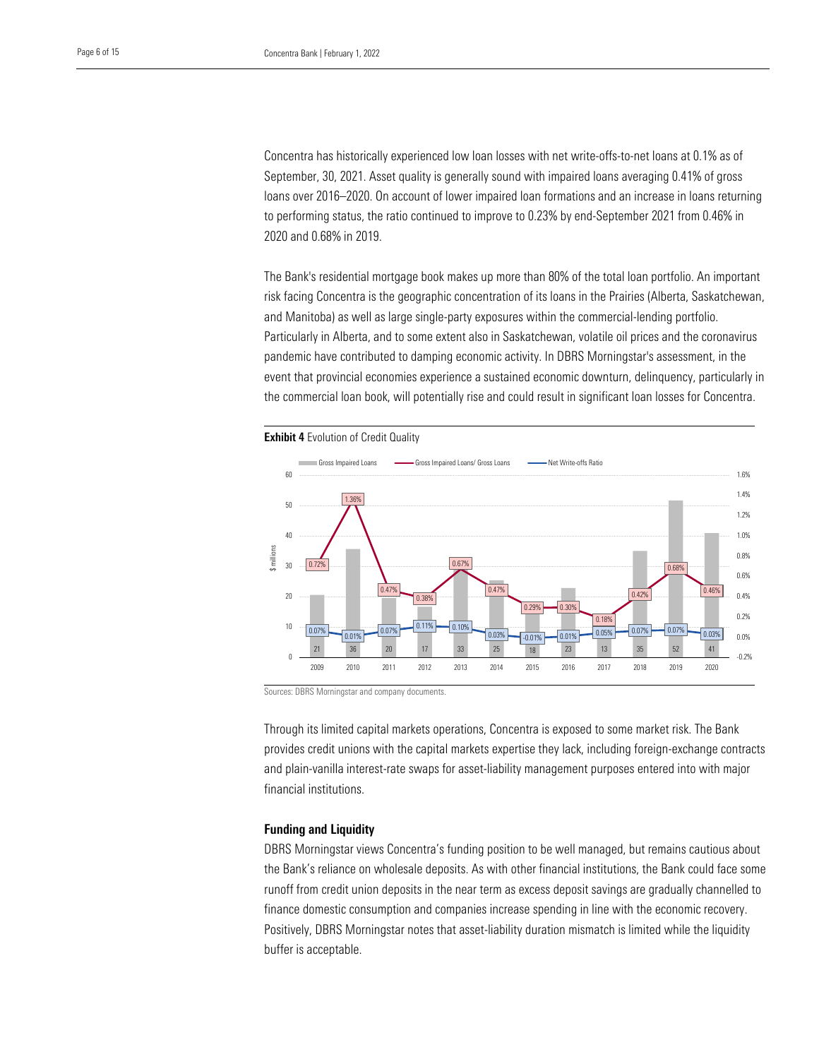Concentra has historically experienced low loan losses with net write-offs-to-net loans at 0.1% as of September, 30, 2021. Asset quality is generally sound with impaired loans averaging 0.41% of gross loans over 2016–2020. On account of lower impaired loan formations and an increase in loans returning to performing status, the ratio continued to improve to 0.23% by end-September 2021 from 0.46% in 2020 and 0.68% in 2019.

The Bank's residential mortgage book makes up more than 80% of the total loan portfolio. An important risk facing Concentra is the geographic concentration of its loans in the Prairies (Alberta, Saskatchewan, and Manitoba) as well as large single-party exposures within the commercial-lending portfolio. Particularly in Alberta, and to some extent also in Saskatchewan, volatile oil prices and the coronavirus pandemic have contributed to damping economic activity. In DBRS Morningstar's assessment, in the event that provincial economies experience a sustained economic downturn, delinquency, particularly in the commercial loan book, will potentially rise and could result in significant loan losses for Concentra.

**Exhibit 4** Evolution of Credit Quality

| Year | Gross Impaired Loans ($ millions) | Gross Impaired Loans/ Gross Loans | Net Write-offs Ratio |
|---|---|---|---|
| 2009 | 21 | 0.72% | 0.07% |
| 2010 | 36 | 1.36% | 0.01% |
| 2011 | 20 | 0.47% | 0.07% |
| 2012 | 17 | 0.38% | 0.11% |
| 2013 | 33 | 0.67% | 0.10% |
| 2014 | 25 | 0.47% | 0.03% |
| 2015 | 18 | 0.29% | -0.01% |
| 2016 | 23 | 0.30% | 0.01% |
| 2017 | 13 | 0.18% | 0.05% |
| 2018 | 35 | 0.42% | 0.07% |
| 2019 | 52 | 0.68% | 0.07% |
| 2020 | 41 | 0.46% | 0.03% |

Sources: DBRS Morningstar and company documents.

Through its limited capital markets operations, Concentra is exposed to some market risk. The Bank provides credit unions with the capital markets expertise they lack, including foreign-exchange contracts and plain-vanilla interest-rate swaps for asset-liability management purposes entered into with major financial institutions.

### Funding and Liquidity

DBRS Morningstar views Concentra's funding position to be well managed, but remains cautious about the Bank's reliance on wholesale deposits. As with other financial institutions, the Bank could face some runoff from credit union deposits in the near term as excess deposit savings are gradually channelled to finance domestic consumption and companies increase spending in line with the economic recovery. Positively, DBRS Morningstar notes that asset-liability duration mismatch is limited while the liquidity buffer is acceptable.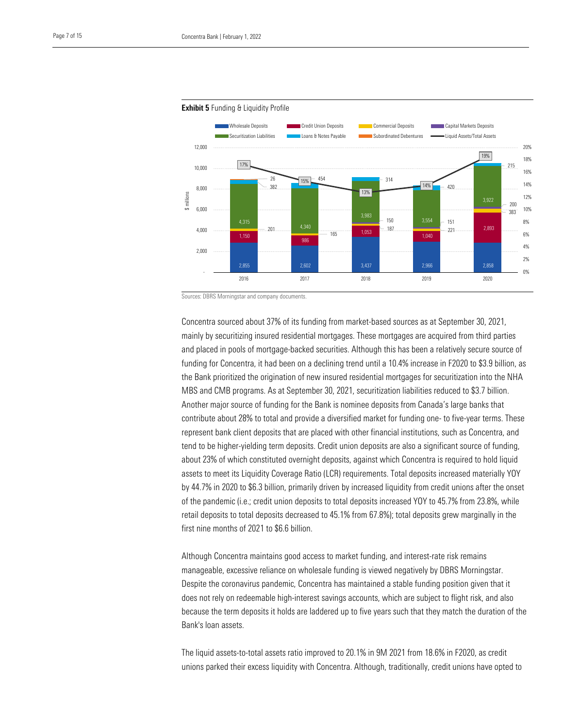**Exhibit 5** Funding & Liquidity Profile

Sources: DBRS Morningstar and company documents.

Concentra sourced about 37% of its funding from market-based sources as at September 30, 2021, mainly by securitizing insured residential mortgages. These mortgages are acquired from third parties and placed in pools of mortgage-backed securities. Although this has been a relatively secure source of funding for Concentra, it had been on a declining trend until a 10.4% increase in F2020 to $3.9 billion, as the Bank prioritized the origination of new insured residential mortgages for securitization into the NHA MBS and CMB programs. As at September 30, 2021, securitization liabilities reduced to $3.7 billion. Another major source of funding for the Bank is nominee deposits from Canada's large banks that contribute about 28% to total and provide a diversified market for funding one- to five-year terms. These represent bank client deposits that are placed with other financial institutions, such as Concentra, and tend to be higher-yielding term deposits. Credit union deposits are also a significant source of funding, about 23% of which constituted overnight deposits, against which Concentra is required to hold liquid assets to meet its Liquidity Coverage Ratio (LCR) requirements. Total deposits increased materially YOY by 44.7% in 2020 to $6.3 billion, primarily driven by increased liquidity from credit unions after the onset of the pandemic (i.e.; credit union deposits to total deposits increased YOY to 45.7% from 23.8%, while retail deposits to total deposits decreased to 45.1% from 67.8%); total deposits grew marginally in the first nine months of 2021 to $6.6 billion.

Although Concentra maintains good access to market funding, and interest-rate risk remains manageable, excessive reliance on wholesale funding is viewed negatively by DBRS Morningstar. Despite the coronavirus pandemic, Concentra has maintained a stable funding position given that it does not rely on redeemable high-interest savings accounts, which are subject to flight risk, and also because the term deposits it holds are laddered up to five years such that they match the duration of the Bank's loan assets.

The liquid assets-to-total assets ratio improved to 20.1% in 9M 2021 from 18.6% in F2020, as credit unions parked their excess liquidity with Concentra. Although, traditionally, credit unions have opted to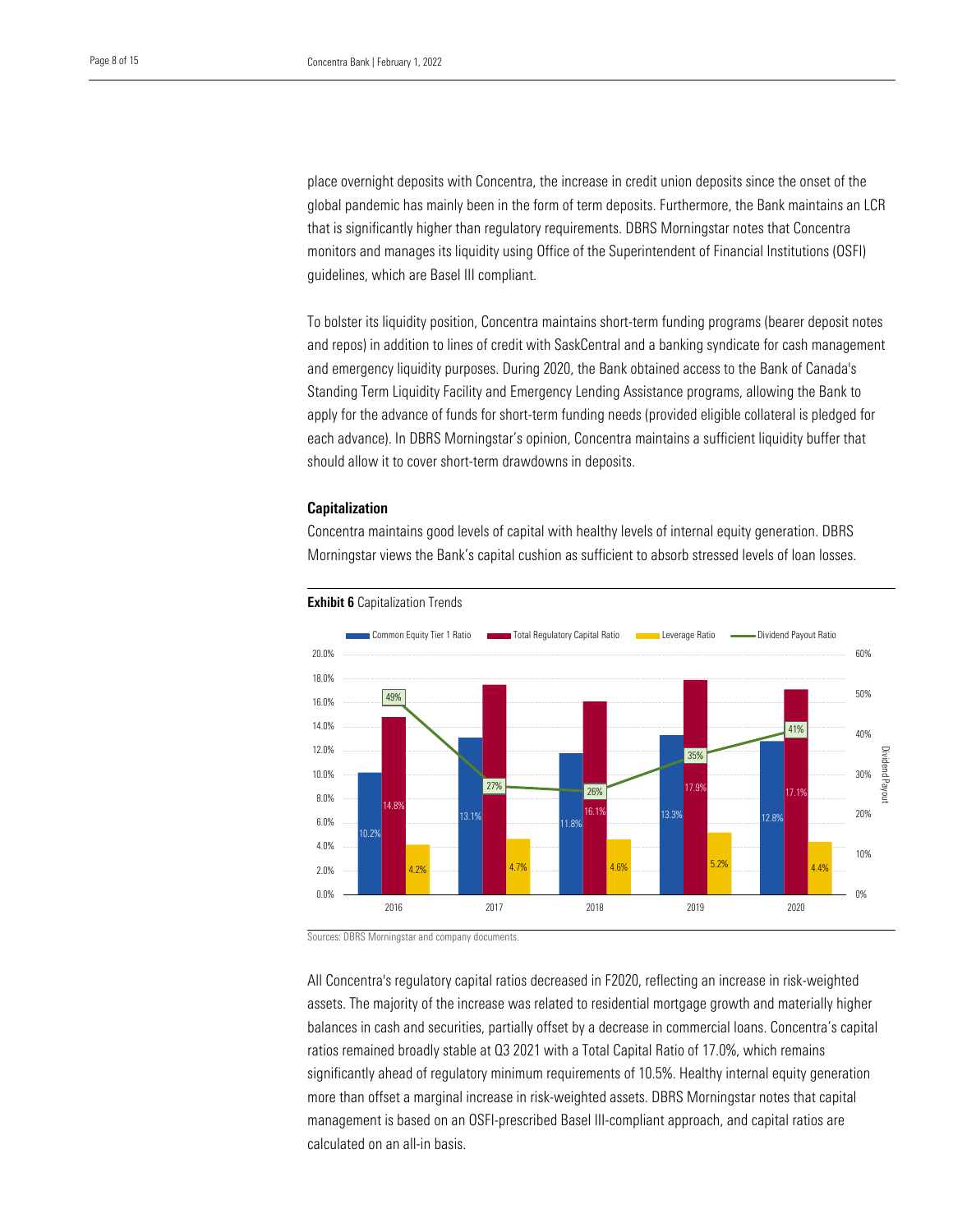place overnight deposits with Concentra, the increase in credit union deposits since the onset of the global pandemic has mainly been in the form of term deposits. Furthermore, the Bank maintains an LCR that is significantly higher than regulatory requirements. DBRS Morningstar notes that Concentra monitors and manages its liquidity using Office of the Superintendent of Financial Institutions (OSFI) guidelines, which are Basel III compliant.

To bolster its liquidity position, Concentra maintains short-term funding programs (bearer deposit notes and repos) in addition to lines of credit with SaskCentral and a banking syndicate for cash management and emergency liquidity purposes. During 2020, the Bank obtained access to the Bank of Canada's Standing Term Liquidity Facility and Emergency Lending Assistance programs, allowing the Bank to apply for the advance of funds for short-term funding needs (provided eligible collateral is pledged for each advance). In DBRS Morningstar's opinion, Concentra maintains a sufficient liquidity buffer that should allow it to cover short-term drawdowns in deposits.

### Capitalization

Concentra maintains good levels of capital with healthy levels of internal equity generation. DBRS Morningstar views the Bank's capital cushion as sufficient to absorb stressed levels of loan losses.

**Exhibit 6** Capitalization Trends

| | 2016 | 2017 | 2018 | 2019 | 2020 |
|---|---|---|---|---|---|
| Common Equity Tier 1 Ratio | 10.2% | 13.1% | 11.8% | 13.3% | 12.8% |
| Total Regulatory Capital Ratio | 14.8% | 17.5% | 16.1% | 17.9% | 17.1% |
| Leverage Ratio | 4.2% | 4.7% | 4.6% | 5.2% | 4.4% |
| Dividend Payout Ratio | 49% | 27% | 26% | 35% | 41% |

Sources: DBRS Morningstar and company documents.

All Concentra's regulatory capital ratios decreased in F2020, reflecting an increase in risk-weighted assets. The majority of the increase was related to residential mortgage growth and materially higher balances in cash and securities, partially offset by a decrease in commercial loans. Concentra's capital ratios remained broadly stable at Q3 2021 with a Total Capital Ratio of 17.0%, which remains significantly ahead of regulatory minimum requirements of 10.5%. Healthy internal equity generation more than offset a marginal increase in risk-weighted assets. DBRS Morningstar notes that capital management is based on an OSFI-prescribed Basel III-compliant approach, and capital ratios are calculated on an all-in basis.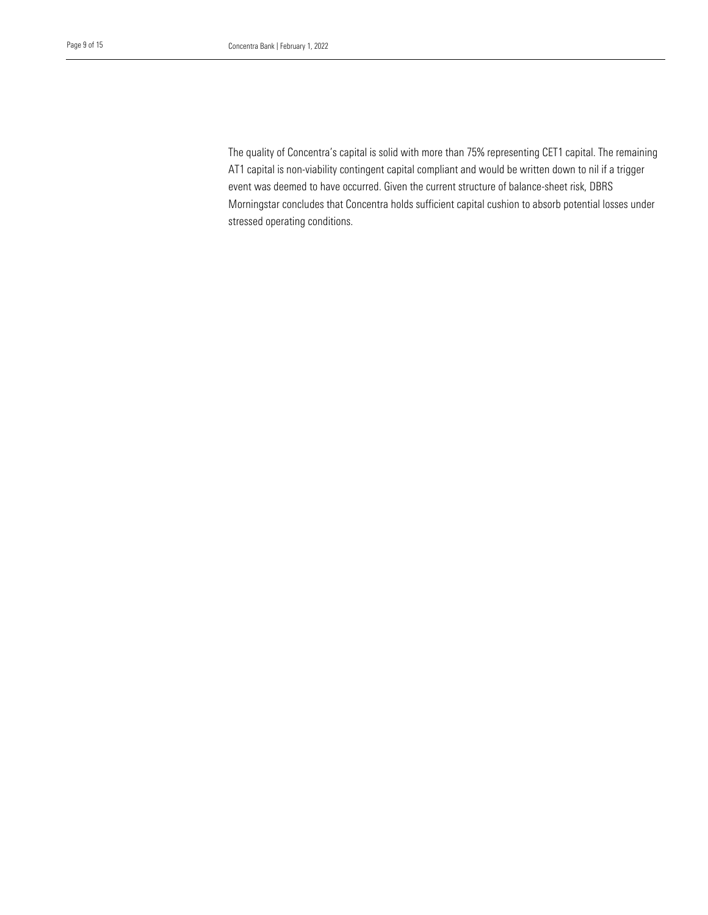The quality of Concentra's capital is solid with more than 75% representing CET1 capital. The remaining AT1 capital is non-viability contingent capital compliant and would be written down to nil if a trigger event was deemed to have occurred. Given the current structure of balance-sheet risk, DBRS Morningstar concludes that Concentra holds sufficient capital cushion to absorb potential losses under stressed operating conditions.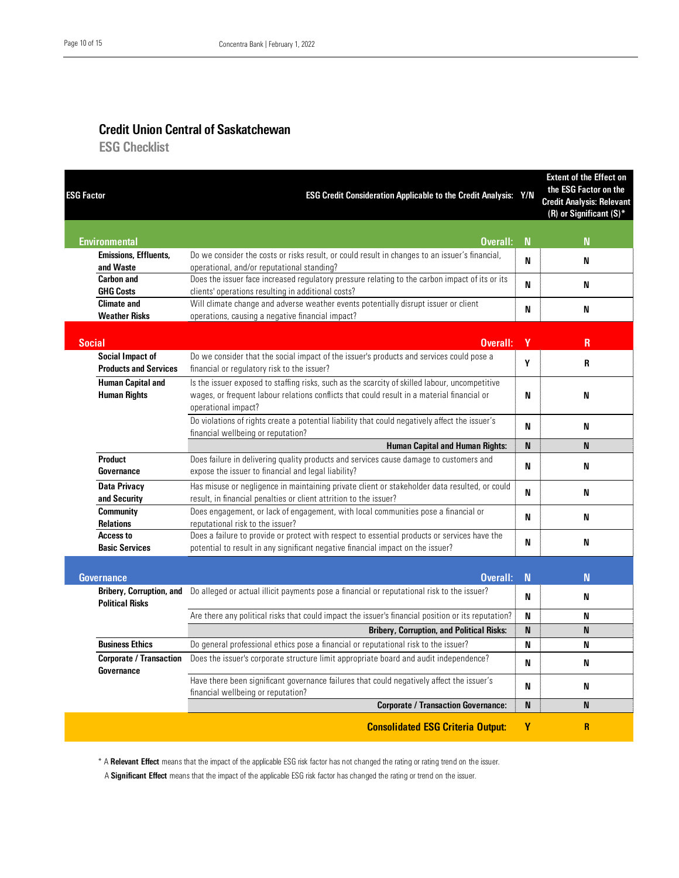## Credit Union Central of Saskatchewan

### ESG Checklist

| ESG Factor | ESG Credit Consideration Applicable to the Credit Analysis: | Y/N | Extent of the Effect on the ESG Factor on the Credit Analysis: Relevant (R) or Significant (S)* |
|---|---|---|---|
| **Environmental** | **Overall:** | **N** | **N** |
| **Emissions, Effluents, and Waste** | Do we consider the costs or risks result, or could result in changes to an issuer's financial, operational, and/or reputational standing? | N | N |
| **Carbon and GHG Costs** | Does the issuer face increased regulatory pressure relating to the carbon impact of its or its clients' operations resulting in additional costs? | N | N |
| **Climate and Weather Risks** | Will climate change and adverse weather events potentially disrupt issuer or client operations, causing a negative financial impact? | N | N |
| **Social** | **Overall:** | **Y** | **R** |
| **Social Impact of Products and Services** | Do we consider that the social impact of the issuer's products and services could pose a financial or regulatory risk to the issuer? | Y | R |
| **Human Capital and Human Rights** | Is the issuer exposed to staffing risks, such as the scarcity of skilled labour, uncompetitive wages, or frequent labour relations conflicts that could result in a material financial or operational impact? | N | N |
| | Do violations of rights create a potential liability that could negatively affect the issuer's financial wellbeing or reputation? | N | N |
| | **Human Capital and Human Rights:** | **N** | **N** |
| **Product Governance** | Does failure in delivering quality products and services cause damage to customers and expose the issuer to financial and legal liability? | N | N |
| **Data Privacy and Security** | Has misuse or negligence in maintaining private client or stakeholder data resulted, or could result, in financial penalties or client attrition to the issuer? | N | N |
| **Community Relations** | Does engagement, or lack of engagement, with local communities pose a financial or reputational risk to the issuer? | N | N |
| **Access to Basic Services** | Does a failure to provide or protect with respect to essential products or services have the potential to result in any significant negative financial impact on the issuer? | N | N |
| **Governance** | **Overall:** | **N** | **N** |
| **Bribery, Corruption, and Political Risks** | Do alleged or actual illicit payments pose a financial or reputational risk to the issuer? | N | N |
| | Are there any political risks that could impact the issuer's financial position or its reputation? | N | N |
| | **Bribery, Corruption, and Political Risks:** | **N** | **N** |
| **Business Ethics** | Do general professional ethics pose a financial or reputational risk to the issuer? | N | N |
| **Corporate / Transaction Governance** | Does the issuer's corporate structure limit appropriate board and audit independence? | N | N |
| | Have there been significant governance failures that could negatively affect the issuer's financial wellbeing or reputation? | N | N |
| | **Corporate / Transaction Governance:** | **N** | **N** |
| | **Consolidated ESG Criteria Output:** | **Y** | **R** |

* A **Relevant Effect** means that the impact of the applicable ESG risk factor has not changed the rating or rating trend on the issuer.

A **Significant Effect** means that the impact of the applicable ESG risk factor has changed the rating or trend on the issuer.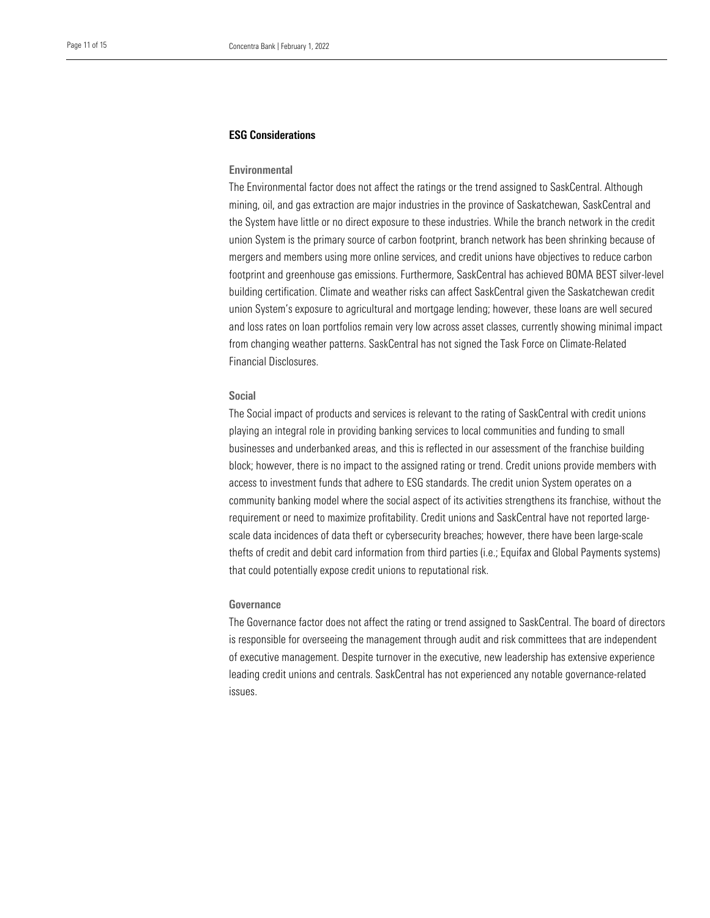## ESG Considerations

### Environmental

The Environmental factor does not affect the ratings or the trend assigned to SaskCentral. Although mining, oil, and gas extraction are major industries in the province of Saskatchewan, SaskCentral and the System have little or no direct exposure to these industries. While the branch network in the credit union System is the primary source of carbon footprint, branch network has been shrinking because of mergers and members using more online services, and credit unions have objectives to reduce carbon footprint and greenhouse gas emissions. Furthermore, SaskCentral has achieved BOMA BEST silver-level building certification. Climate and weather risks can affect SaskCentral given the Saskatchewan credit union System's exposure to agricultural and mortgage lending; however, these loans are well secured and loss rates on loan portfolios remain very low across asset classes, currently showing minimal impact from changing weather patterns. SaskCentral has not signed the Task Force on Climate-Related Financial Disclosures.

### Social

The Social impact of products and services is relevant to the rating of SaskCentral with credit unions playing an integral role in providing banking services to local communities and funding to small businesses and underbanked areas, and this is reflected in our assessment of the franchise building block; however, there is no impact to the assigned rating or trend. Credit unions provide members with access to investment funds that adhere to ESG standards. The credit union System operates on a community banking model where the social aspect of its activities strengthens its franchise, without the requirement or need to maximize profitability. Credit unions and SaskCentral have not reported large-scale data incidences of data theft or cybersecurity breaches; however, there have been large-scale thefts of credit and debit card information from third parties (i.e.; Equifax and Global Payments systems) that could potentially expose credit unions to reputational risk.

### Governance

The Governance factor does not affect the rating or trend assigned to SaskCentral. The board of directors is responsible for overseeing the management through audit and risk committees that are independent of executive management. Despite turnover in the executive, new leadership has extensive experience leading credit unions and centrals. SaskCentral has not experienced any notable governance-related issues.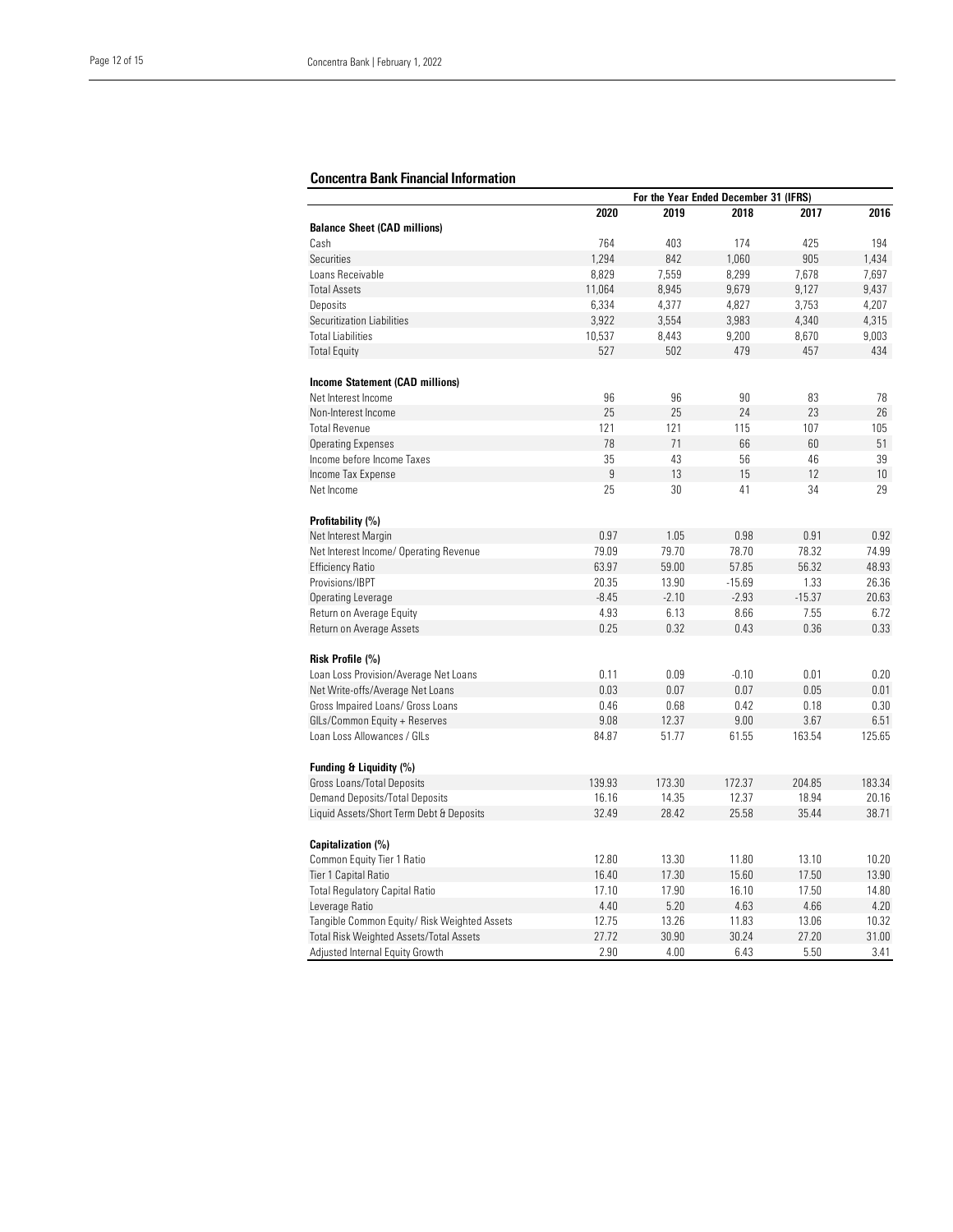## Concentra Bank Financial Information

| | For the Year Ended December 31 (IFRS) | | | | |
|---|---|---|---|---|---|
| | 2020 | 2019 | 2018 | 2017 | 2016 |
| **Balance Sheet (CAD millions)** | | | | | |
| Cash | 764 | 403 | 174 | 425 | 194 |
| Securities | 1,294 | 842 | 1,060 | 905 | 1,434 |
| Loans Receivable | 8,829 | 7,559 | 8,299 | 7,678 | 7,697 |
| Total Assets | 11,064 | 8,945 | 9,679 | 9,127 | 9,437 |
| Deposits | 6,334 | 4,377 | 4,827 | 3,753 | 4,207 |
| Securitization Liabilities | 3,922 | 3,554 | 3,983 | 4,340 | 4,315 |
| Total Liabilities | 10,537 | 8,443 | 9,200 | 8,670 | 9,003 |
| Total Equity | 527 | 502 | 479 | 457 | 434 |
| **Income Statement (CAD millions)** | | | | | |
| Net Interest Income | 96 | 96 | 90 | 83 | 78 |
| Non-Interest Income | 25 | 25 | 24 | 23 | 26 |
| Total Revenue | 121 | 121 | 115 | 107 | 105 |
| Operating Expenses | 78 | 71 | 66 | 60 | 51 |
| Income before Income Taxes | 35 | 43 | 56 | 46 | 39 |
| Income Tax Expense | 9 | 13 | 15 | 12 | 10 |
| Net Income | 25 | 30 | 41 | 34 | 29 |
| **Profitability (%)** | | | | | |
| Net Interest Margin | 0.97 | 1.05 | 0.98 | 0.91 | 0.92 |
| Net Interest Income/ Operating Revenue | 79.09 | 79.70 | 78.70 | 78.32 | 74.99 |
| Efficiency Ratio | 63.97 | 59.00 | 57.85 | 56.32 | 48.93 |
| Provisions/IBPT | 20.35 | 13.90 | -15.69 | 1.33 | 26.36 |
| Operating Leverage | -8.45 | -2.10 | -2.93 | -15.37 | 20.63 |
| Return on Average Equity | 4.93 | 6.13 | 8.66 | 7.55 | 6.72 |
| Return on Average Assets | 0.25 | 0.32 | 0.43 | 0.36 | 0.33 |
| **Risk Profile (%)** | | | | | |
| Loan Loss Provision/Average Net Loans | 0.11 | 0.09 | -0.10 | 0.01 | 0.20 |
| Net Write-offs/Average Net Loans | 0.03 | 0.07 | 0.07 | 0.05 | 0.01 |
| Gross Impaired Loans/ Gross Loans | 0.46 | 0.68 | 0.42 | 0.18 | 0.30 |
| GILs/Common Equity + Reserves | 9.08 | 12.37 | 9.00 | 3.67 | 6.51 |
| Loan Loss Allowances / GILs | 84.87 | 51.77 | 61.55 | 163.54 | 125.65 |
| **Funding & Liquidity (%)** | | | | | |
| Gross Loans/Total Deposits | 139.93 | 173.30 | 172.37 | 204.85 | 183.34 |
| Demand Deposits/Total Deposits | 16.16 | 14.35 | 12.37 | 18.94 | 20.16 |
| Liquid Assets/Short Term Debt & Deposits | 32.49 | 28.42 | 25.58 | 35.44 | 38.71 |
| **Capitalization (%)** | | | | | |
| Common Equity Tier 1 Ratio | 12.80 | 13.30 | 11.80 | 13.10 | 10.20 |
| Tier 1 Capital Ratio | 16.40 | 17.30 | 15.60 | 17.50 | 13.90 |
| Total Regulatory Capital Ratio | 17.10 | 17.90 | 16.10 | 17.50 | 14.80 |
| Leverage Ratio | 4.40 | 5.20 | 4.63 | 4.66 | 4.20 |
| Tangible Common Equity/ Risk Weighted Assets | 12.75 | 13.26 | 11.83 | 13.06 | 10.32 |
| Total Risk Weighted Assets/Total Assets | 27.72 | 30.90 | 30.24 | 27.20 | 31.00 |
| Adjusted Internal Equity Growth | 2.90 | 4.00 | 6.43 | 5.50 | 3.41 |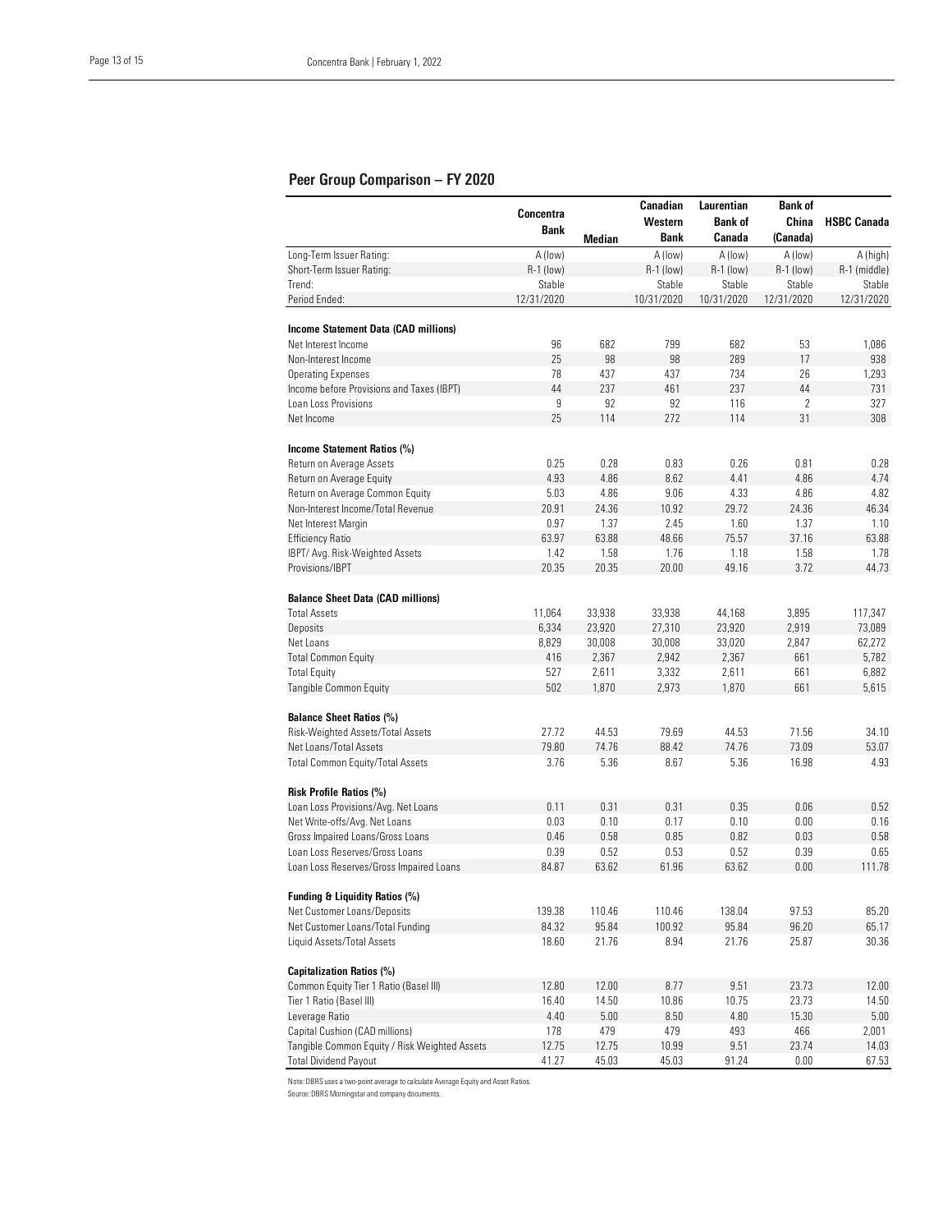## Peer Group Comparison – FY 2020

| | Concentra Bank | Median | Canadian Western Bank | Laurentian Bank of Canada | Bank of China (Canada) | HSBC Canada |
|---|---|---|---|---|---|---|
| Long-Term Issuer Rating: | A (low) | | A (low) | A (low) | A (low) | A (high) |
| Short-Term Issuer Rating: | R-1 (low) | | R-1 (low) | R-1 (low) | R-1 (low) | R-1 (middle) |
| Trend: | Stable | | Stable | Stable | Stable | Stable |
| Period Ended: | 12/31/2020 | | 10/31/2020 | 10/31/2020 | 12/31/2020 | 12/31/2020 |
| **Income Statement Data (CAD millions)** | | | | | | |
| Net Interest Income | 96 | 682 | 799 | 682 | 53 | 1,086 |
| Non-Interest Income | 25 | 98 | 98 | 289 | 17 | 938 |
| Operating Expenses | 78 | 437 | 437 | 734 | 26 | 1,293 |
| Income before Provisions and Taxes (IBPT) | 44 | 237 | 461 | 237 | 44 | 731 |
| Loan Loss Provisions | 9 | 92 | 92 | 116 | 2 | 327 |
| Net Income | 25 | 114 | 272 | 114 | 31 | 308 |
| **Income Statement Ratios (%)** | | | | | | |
| Return on Average Assets | 0.25 | 0.28 | 0.83 | 0.26 | 0.81 | 0.28 |
| Return on Average Equity | 4.93 | 4.86 | 8.62 | 4.41 | 4.86 | 4.74 |
| Return on Average Common Equity | 5.03 | 4.86 | 9.06 | 4.33 | 4.86 | 4.82 |
| Non-Interest Income/Total Revenue | 20.91 | 24.36 | 10.92 | 29.72 | 24.36 | 46.34 |
| Net Interest Margin | 0.97 | 1.37 | 2.45 | 1.60 | 1.37 | 1.10 |
| Efficiency Ratio | 63.97 | 63.88 | 48.66 | 75.57 | 37.16 | 63.88 |
| IBPT/ Avg. Risk-Weighted Assets | 1.42 | 1.58 | 1.76 | 1.18 | 1.58 | 1.78 |
| Provisions/IBPT | 20.35 | 20.35 | 20.00 | 49.16 | 3.72 | 44.73 |
| **Balance Sheet Data (CAD millions)** | | | | | | |
| Total Assets | 11,064 | 33,938 | 33,938 | 44,168 | 3,895 | 117,347 |
| Deposits | 6,334 | 23,920 | 27,310 | 23,920 | 2,919 | 73,089 |
| Net Loans | 8,829 | 30,008 | 30,008 | 33,020 | 2,847 | 62,272 |
| Total Common Equity | 416 | 2,367 | 2,942 | 2,367 | 661 | 5,782 |
| Total Equity | 527 | 2,611 | 3,332 | 2,611 | 661 | 6,882 |
| Tangible Common Equity | 502 | 1,870 | 2,973 | 1,870 | 661 | 5,615 |
| **Balance Sheet Ratios (%)** | | | | | | |
| Risk-Weighted Assets/Total Assets | 27.72 | 44.53 | 79.69 | 44.53 | 71.56 | 34.10 |
| Net Loans/Total Assets | 79.80 | 74.76 | 88.42 | 74.76 | 73.09 | 53.07 |
| Total Common Equity/Total Assets | 3.76 | 5.36 | 8.67 | 5.36 | 16.98 | 4.93 |
| **Risk Profile Ratios (%)** | | | | | | |
| Loan Loss Provisions/Avg. Net Loans | 0.11 | 0.31 | 0.31 | 0.35 | 0.06 | 0.52 |
| Net Write-offs/Avg. Net Loans | 0.03 | 0.10 | 0.17 | 0.10 | 0.00 | 0.16 |
| Gross Impaired Loans/Gross Loans | 0.46 | 0.58 | 0.85 | 0.82 | 0.03 | 0.58 |
| Loan Loss Reserves/Gross Loans | 0.39 | 0.52 | 0.53 | 0.52 | 0.39 | 0.65 |
| Loan Loss Reserves/Gross Impaired Loans | 84.87 | 63.62 | 61.96 | 63.62 | 0.00 | 111.78 |
| **Funding & Liquidity Ratios (%)** | | | | | | |
| Net Customer Loans/Deposits | 139.38 | 110.46 | 110.46 | 138.04 | 97.53 | 85.20 |
| Net Customer Loans/Total Funding | 84.32 | 95.84 | 100.92 | 95.84 | 96.20 | 65.17 |
| Liquid Assets/Total Assets | 18.60 | 21.76 | 8.94 | 21.76 | 25.87 | 30.36 |
| **Capitalization Ratios (%)** | | | | | | |
| Common Equity Tier 1 Ratio (Basel III) | 12.80 | 12.00 | 8.77 | 9.51 | 23.73 | 12.00 |
| Tier 1 Ratio (Basel III) | 16.40 | 14.50 | 10.86 | 10.75 | 23.73 | 14.50 |
| Leverage Ratio | 4.40 | 5.00 | 8.50 | 4.80 | 15.30 | 5.00 |
| Capital Cushion (CAD millions) | 178 | 479 | 479 | 493 | 466 | 2,001 |
| Tangible Common Equity / Risk Weighted Assets | 12.75 | 12.75 | 10.99 | 9.51 | 23.74 | 14.03 |
| Total Dividend Payout | 41.27 | 45.03 | 45.03 | 91.24 | 0.00 | 67.53 |

Note: DBRS uses a two-point average to calculate Average Equity and Asset Ratios.

Source: DBRS Morningstar and company documents.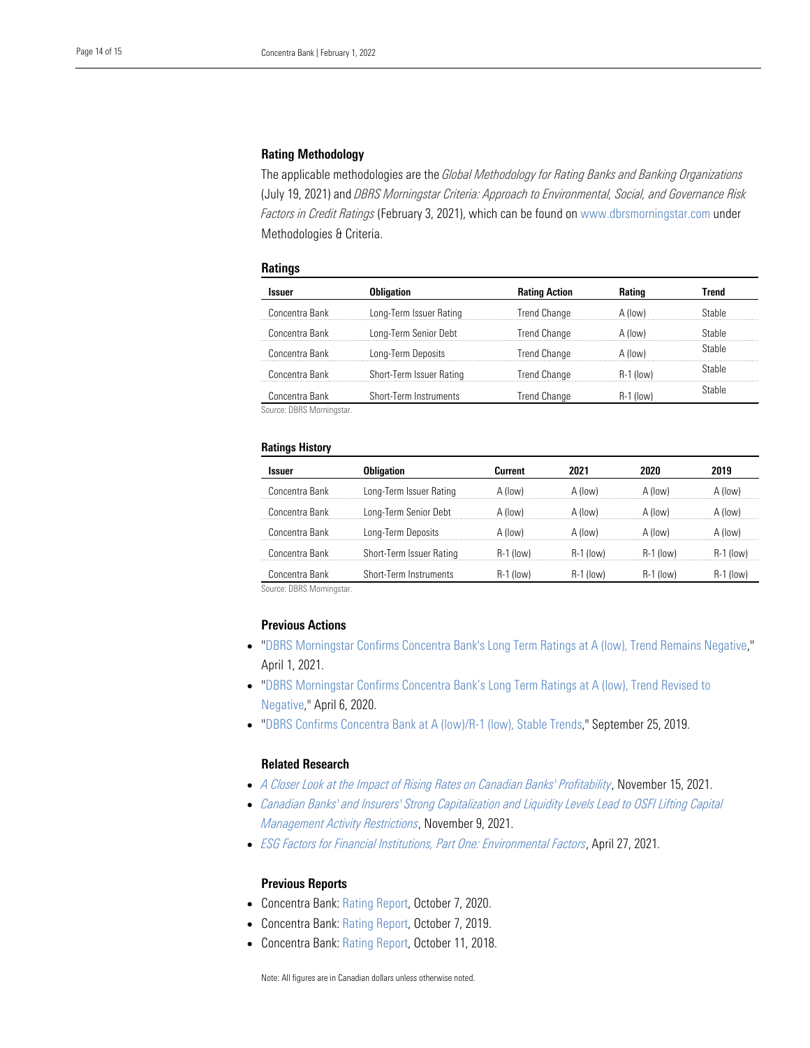### Rating Methodology

The applicable methodologies are the *Global Methodology for Rating Banks and Banking Organizations* (July 19, 2021) and *DBRS Morningstar Criteria: Approach to Environmental, Social, and Governance Risk Factors in Credit Ratings* (February 3, 2021), which can be found on www.dbrsmorningstar.com under Methodologies & Criteria.

#### Ratings

| Issuer | Obligation | Rating Action | Rating | Trend |
|---|---|---|---|---|
| Concentra Bank | Long-Term Issuer Rating | Trend Change | A (low) | Stable |
| Concentra Bank | Long-Term Senior Debt | Trend Change | A (low) | Stable |
| Concentra Bank | Long-Term Deposits | Trend Change | A (low) | Stable |
| Concentra Bank | Short-Term Issuer Rating | Trend Change | R-1 (low) | Stable |
| Concentra Bank | Short-Term Instruments | Trend Change | R-1 (low) | Stable |

Source: DBRS Morningstar.

#### Ratings History

| Issuer | Obligation | Current | 2021 | 2020 | 2019 |
|---|---|---|---|---|---|
| Concentra Bank | Long-Term Issuer Rating | A (low) | A (low) | A (low) | A (low) |
| Concentra Bank | Long-Term Senior Debt | A (low) | A (low) | A (low) | A (low) |
| Concentra Bank | Long-Term Deposits | A (low) | A (low) | A (low) | A (low) |
| Concentra Bank | Short-Term Issuer Rating | R-1 (low) | R-1 (low) | R-1 (low) | R-1 (low) |
| Concentra Bank | Short-Term Instruments | R-1 (low) | R-1 (low) | R-1 (low) | R-1 (low) |

Source: DBRS Morningstar.

### Previous Actions

- "DBRS Morningstar Confirms Concentra Bank's Long Term Ratings at A (low), Trend Remains Negative," April 1, 2021.
- "DBRS Morningstar Confirms Concentra Bank's Long Term Ratings at A (low), Trend Revised to Negative," April 6, 2020.
- "DBRS Confirms Concentra Bank at A (low)/R-1 (low), Stable Trends," September 25, 2019.

### Related Research

- *A Closer Look at the Impact of Rising Rates on Canadian Banks' Profitability*, November 15, 2021.
- *Canadian Banks' and Insurers' Strong Capitalization and Liquidity Levels Lead to OSFI Lifting Capital Management Activity Restrictions*, November 9, 2021.
- *ESG Factors for Financial Institutions, Part One: Environmental Factors*, April 27, 2021.

### Previous Reports

- Concentra Bank: Rating Report, October 7, 2020.
- Concentra Bank: Rating Report, October 7, 2019.
- Concentra Bank: Rating Report, October 11, 2018.

Note: All figures are in Canadian dollars unless otherwise noted.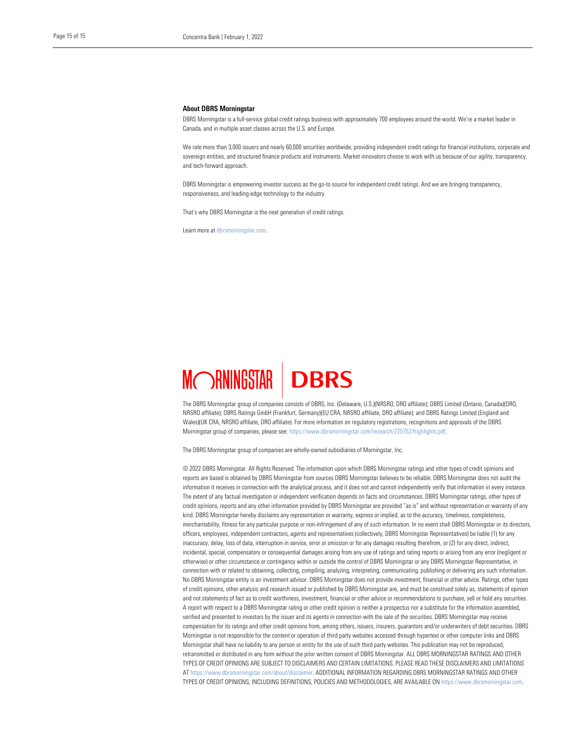**About DBRS Morningstar**

DBRS Morningstar is a full-service global credit ratings business with approximately 700 employees around the world. We're a market leader in Canada, and in multiple asset classes across the U.S. and Europe.

We rate more than 3,000 issuers and nearly 60,000 securities worldwide, providing independent credit ratings for financial institutions, corporate and sovereign entities, and structured finance products and instruments. Market innovators choose to work with us because of our agility, transparency, and tech-forward approach.

DBRS Morningstar is empowering investor success as the go-to source for independent credit ratings. And we are bringing transparency, responsiveness, and leading-edge technology to the industry.

That's why DBRS Morningstar is the next generation of credit ratings.

Learn more at dbrsmorningstar.com.

MORNINGSTAR | DBRS

The DBRS Morningstar group of companies consists of DBRS, Inc. (Delaware, U.S.)(NRSRO, DRO affiliate); DBRS Limited (Ontario, Canada)(DRO, NRSRO affiliate); DBRS Ratings GmbH (Frankfurt, Germany)(EU CRA, NRSRO affiliate, DRO affiliate); and DBRS Ratings Limited (England and Wales)(UK CRA, NRSRO affiliate, DRO affiliate). For more information on regulatory registrations, recognitions and approvals of the DBRS Morningstar group of companies, please see: https://www.dbrsmorningstar.com/research/225752/highlights.pdf.

The DBRS Morningstar group of companies are wholly-owned subsidiaries of Morningstar, Inc.

© 2022 DBRS Morningstar. All Rights Reserved. The information upon which DBRS Morningstar ratings and other types of credit opinions and reports are based is obtained by DBRS Morningstar from sources DBRS Morningstar believes to be reliable. DBRS Morningstar does not audit the information it receives in connection with the analytical process, and it does not and cannot independently verify that information in every instance. The extent of any factual investigation or independent verification depends on facts and circumstances. DBRS Morningstar ratings, other types of credit opinions, reports and any other information provided by DBRS Morningstar are provided "as is" and without representation or warranty of any kind. DBRS Morningstar hereby disclaims any representation or warranty, express or implied, as to the accuracy, timeliness, completeness, merchantability, fitness for any particular purpose or non-infringement of any of such information. In no event shall DBRS Morningstar or its directors, officers, employees, independent contractors, agents and representatives (collectively, DBRS Morningstar Representatives) be liable (1) for any inaccuracy, delay, loss of data, interruption in service, error or omission or for any damages resulting therefrom, or (2) for any direct, indirect, incidental, special, compensatory or consequential damages arising from any use of ratings and rating reports or arising from any error (negligent or otherwise) or other circumstance or contingency within or outside the control of DBRS Morningstar or any DBRS Morningstar Representative, in connection with or related to obtaining, collecting, compiling, analyzing, interpreting, communicating, publishing or delivering any such information. No DBRS Morningstar entity is an investment advisor. DBRS Morningstar does not provide investment, financial or other advice. Ratings, other types of credit opinions, other analysis and research issued or published by DBRS Morningstar are, and must be construed solely as, statements of opinion and not statements of fact as to credit worthiness, investment, financial or other advice or recommendations to purchase, sell or hold any securities. A report with respect to a DBRS Morningstar rating or other credit opinion is neither a prospectus nor a substitute for the information assembled, verified and presented to investors by the issuer and its agents in connection with the sale of the securities. DBRS Morningstar may receive compensation for its ratings and other credit opinions from, among others, issuers, insurers, guarantors and/or underwriters of debt securities. DBRS Morningstar is not responsible for the content or operation of third party websites accessed through hypertext or other computer links and DBRS Morningstar shall have no liability to any person or entity for the use of such third party websites. This publication may not be reproduced, retransmitted or distributed in any form without the prior written consent of DBRS Morningstar. ALL DBRS MORNINGSTAR RATINGS AND OTHER TYPES OF CREDIT OPINIONS ARE SUBJECT TO DISCLAIMERS AND CERTAIN LIMITATIONS. PLEASE READ THESE DISCLAIMERS AND LIMITATIONS AT https://www.dbrsmorningstar.com/about/disclaimer. ADDITIONAL INFORMATION REGARDING DBRS MORNINGSTAR RATINGS AND OTHER TYPES OF CREDIT OPINIONS, INCLUDING DEFINITIONS, POLICIES AND METHODOLOGIES, ARE AVAILABLE ON https://www.dbrsmorningstar.com.